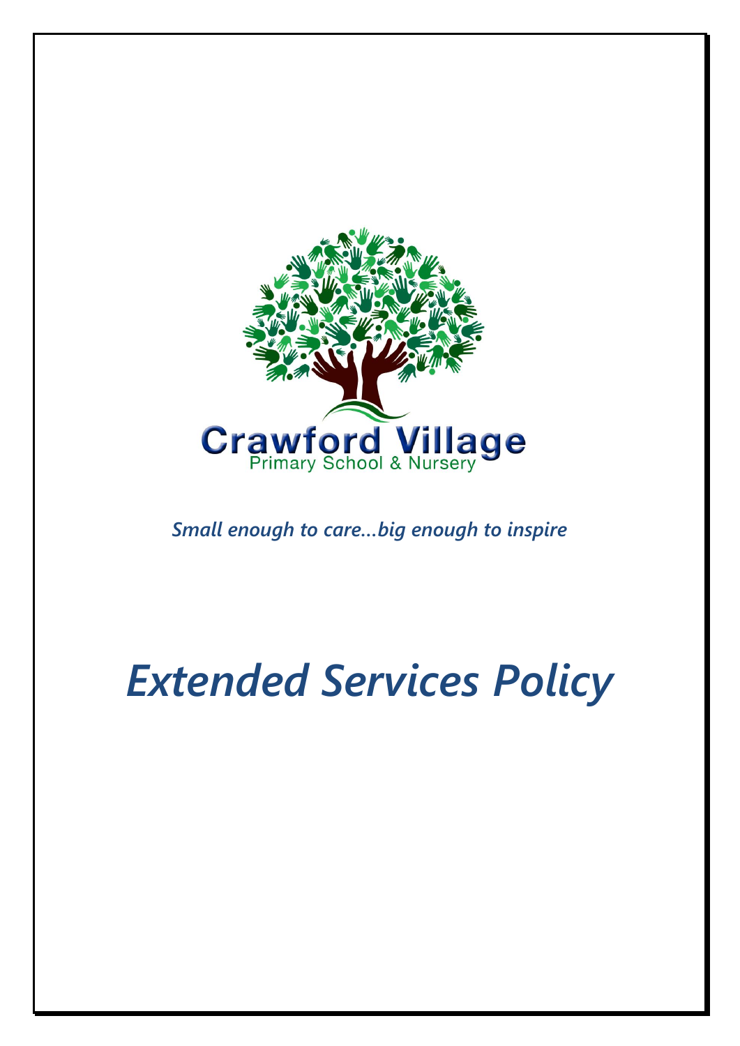Crawford Village

Primary School & Nursery

*Small enough to care…big enough to inspire*

# *Extended Services Policy*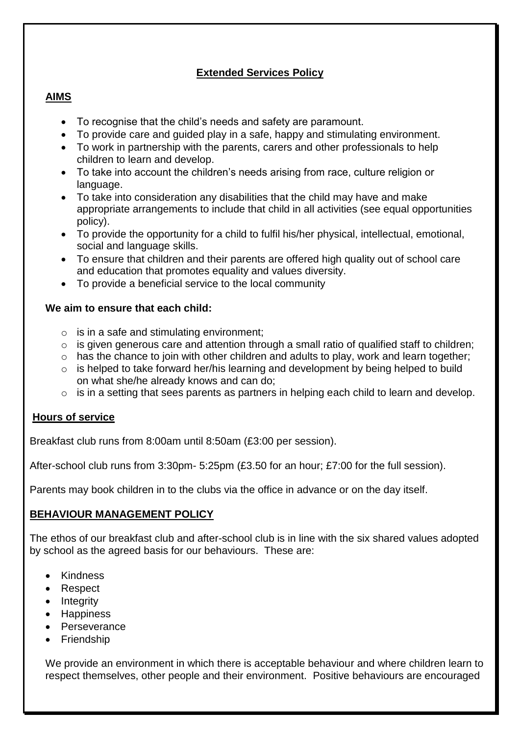## Extended Services Policy

### AIMS

- To recognise that the child's needs and safety are paramount.
- To provide care and guided play in a safe, happy and stimulating environment.
- To work in partnership with the parents, carers and other professionals to help children to learn and develop.
- To take into account the children's needs arising from race, culture religion or language.
- To take into consideration any disabilities that the child may have and make appropriate arrangements to include that child in all activities (see equal opportunities policy).
- To provide the opportunity for a child to fulfil his/her physical, intellectual, emotional, social and language skills.
- To ensure that children and their parents are offered high quality out of school care and education that promotes equality and values diversity.
- To provide a beneficial service to the local community

**We aim to ensure that each child:**

- is in a safe and stimulating environment;
- is given generous care and attention through a small ratio of qualified staff to children;
- has the chance to join with other children and adults to play, work and learn together;
- is helped to take forward her/his learning and development by being helped to build on what she/he already knows and can do;
- is in a setting that sees parents as partners in helping each child to learn and develop.

### Hours of service

Breakfast club runs from 8:00am until 8:50am (£3:00 per session).

After-school club runs from 3:30pm- 5:25pm (£3.50 for an hour; £7:00 for the full session).

Parents may book children in to the clubs via the office in advance or on the day itself.

### BEHAVIOUR MANAGEMENT POLICY

The ethos of our breakfast club and after-school club is in line with the six shared values adopted by school as the agreed basis for our behaviours. These are:

- Kindness
- Respect
- Integrity
- Happiness
- Perseverance
- Friendship

We provide an environment in which there is acceptable behaviour and where children learn to respect themselves, other people and their environment. Positive behaviours are encouraged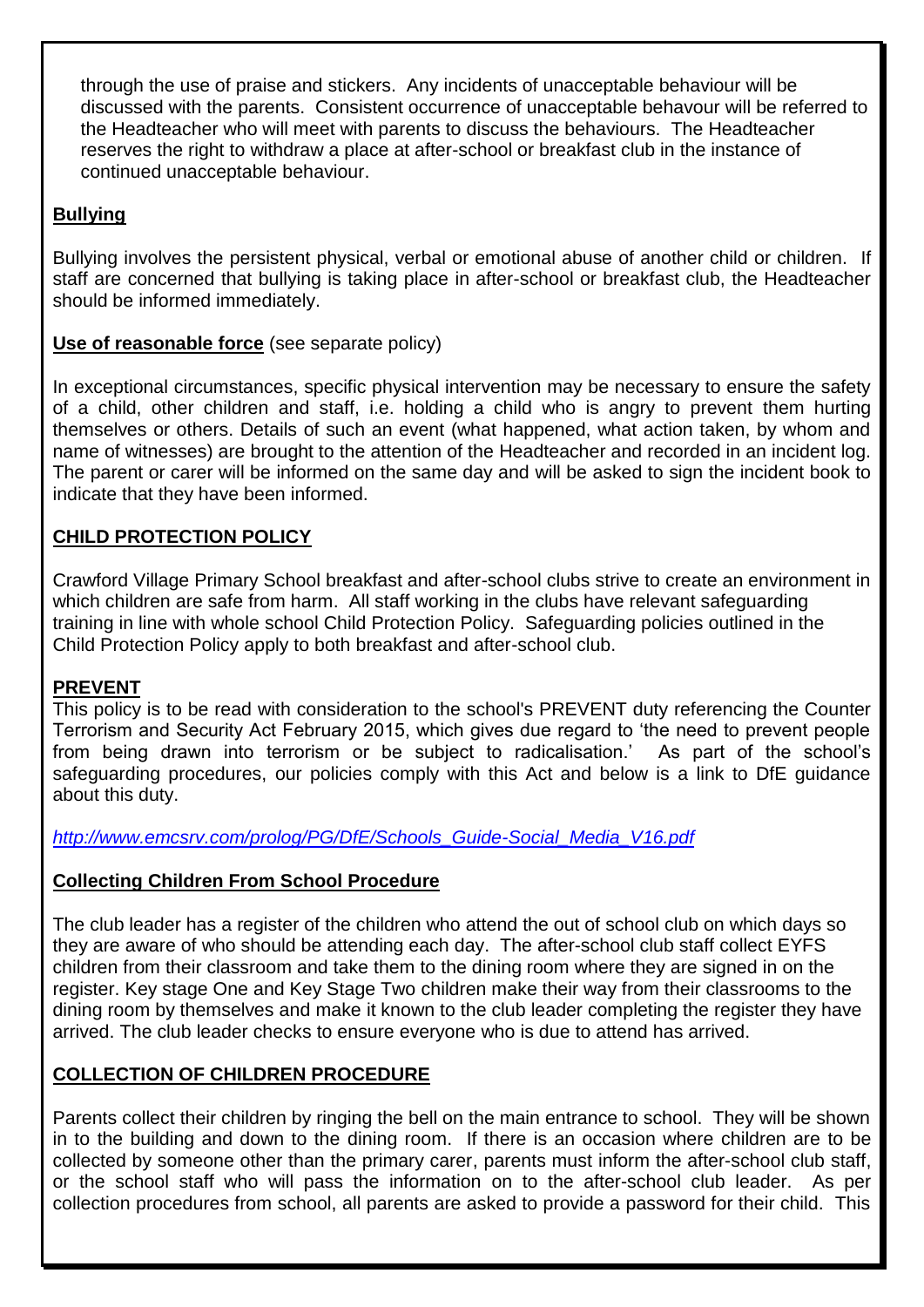through the use of praise and stickers. Any incidents of unacceptable behaviour will be discussed with the parents. Consistent occurrence of unacceptable behavour will be referred to the Headteacher who will meet with parents to discuss the behaviours. The Headteacher reserves the right to withdraw a place at after-school or breakfast club in the instance of continued unacceptable behaviour.

**Bullying**

Bullying involves the persistent physical, verbal or emotional abuse of another child or children. If staff are concerned that bullying is taking place in after-school or breakfast club, the Headteacher should be informed immediately.

**Use of reasonable force** (see separate policy)

In exceptional circumstances, specific physical intervention may be necessary to ensure the safety of a child, other children and staff, i.e. holding a child who is angry to prevent them hurting themselves or others. Details of such an event (what happened, what action taken, by whom and name of witnesses) are brought to the attention of the Headteacher and recorded in an incident log. The parent or carer will be informed on the same day and will be asked to sign the incident book to indicate that they have been informed.

**CHILD PROTECTION POLICY**

Crawford Village Primary School breakfast and after-school clubs strive to create an environment in which children are safe from harm. All staff working in the clubs have relevant safeguarding training in line with whole school Child Protection Policy. Safeguarding policies outlined in the Child Protection Policy apply to both breakfast and after-school club.

**PREVENT**

This policy is to be read with consideration to the school's PREVENT duty referencing the Counter Terrorism and Security Act February 2015, which gives due regard to 'the need to prevent people from being drawn into terrorism or be subject to radicalisation.' As part of the school's safeguarding procedures, our policies comply with this Act and below is a link to DfE guidance about this duty.

*http://www.emcsrv.com/prolog/PG/DfE/Schools_Guide-Social_Media_V16.pdf*

**Collecting Children From School Procedure**

The club leader has a register of the children who attend the out of school club on which days so they are aware of who should be attending each day. The after-school club staff collect EYFS children from their classroom and take them to the dining room where they are signed in on the register. Key stage One and Key Stage Two children make their way from their classrooms to the dining room by themselves and make it known to the club leader completing the register they have arrived. The club leader checks to ensure everyone who is due to attend has arrived.

**COLLECTION OF CHILDREN PROCEDURE**

Parents collect their children by ringing the bell on the main entrance to school. They will be shown in to the building and down to the dining room. If there is an occasion where children are to be collected by someone other than the primary carer, parents must inform the after-school club staff, or the school staff who will pass the information on to the after-school club leader. As per collection procedures from school, all parents are asked to provide a password for their child. This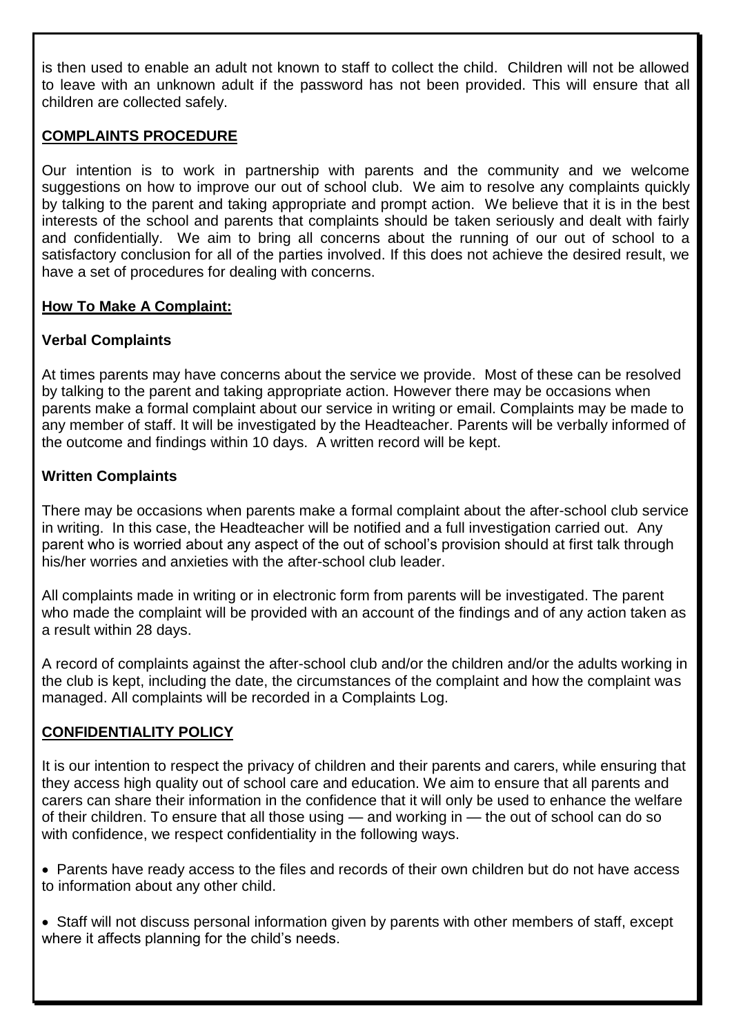is then used to enable an adult not known to staff to collect the child. Children will not be allowed to leave with an unknown adult if the password has not been provided. This will ensure that all children are collected safely.

## COMPLAINTS PROCEDURE

Our intention is to work in partnership with parents and the community and we welcome suggestions on how to improve our out of school club. We aim to resolve any complaints quickly by talking to the parent and taking appropriate and prompt action. We believe that it is in the best interests of the school and parents that complaints should be taken seriously and dealt with fairly and confidentially. We aim to bring all concerns about the running of our out of school to a satisfactory conclusion for all of the parties involved. If this does not achieve the desired result, we have a set of procedures for dealing with concerns.

### How To Make A Complaint:

**Verbal Complaints**

At times parents may have concerns about the service we provide. Most of these can be resolved by talking to the parent and taking appropriate action. However there may be occasions when parents make a formal complaint about our service in writing or email. Complaints may be made to any member of staff. It will be investigated by the Headteacher. Parents will be verbally informed of the outcome and findings within 10 days. A written record will be kept.

**Written Complaints**

There may be occasions when parents make a formal complaint about the after-school club service in writing. In this case, the Headteacher will be notified and a full investigation carried out. Any parent who is worried about any aspect of the out of school's provision should at first talk through his/her worries and anxieties with the after-school club leader.

All complaints made in writing or in electronic form from parents will be investigated. The parent who made the complaint will be provided with an account of the findings and of any action taken as a result within 28 days.

A record of complaints against the after-school club and/or the children and/or the adults working in the club is kept, including the date, the circumstances of the complaint and how the complaint was managed. All complaints will be recorded in a Complaints Log.

## CONFIDENTIALITY POLICY

It is our intention to respect the privacy of children and their parents and carers, while ensuring that they access high quality out of school care and education. We aim to ensure that all parents and carers can share their information in the confidence that it will only be used to enhance the welfare of their children. To ensure that all those using — and working in — the out of school can do so with confidence, we respect confidentiality in the following ways.

- Parents have ready access to the files and records of their own children but do not have access to information about any other child.
- Staff will not discuss personal information given by parents with other members of staff, except where it affects planning for the child's needs.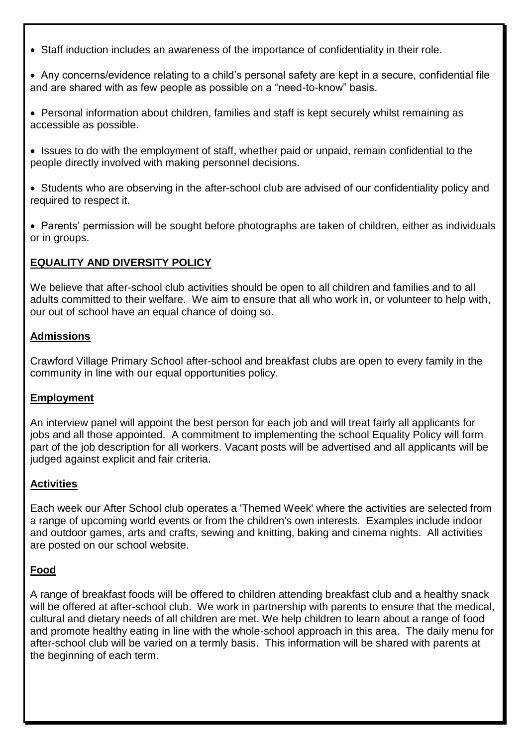- Staff induction includes an awareness of the importance of confidentiality in their role.
- Any concerns/evidence relating to a child's personal safety are kept in a secure, confidential file and are shared with as few people as possible on a "need-to-know" basis.
- Personal information about children, families and staff is kept securely whilst remaining as accessible as possible.
- Issues to do with the employment of staff, whether paid or unpaid, remain confidential to the people directly involved with making personnel decisions.
- Students who are observing in the after-school club are advised of our confidentiality policy and required to respect it.
- Parents' permission will be sought before photographs are taken of children, either as individuals or in groups.

## EQUALITY AND DIVERSITY POLICY

We believe that after-school club activities should be open to all children and families and to all adults committed to their welfare. We aim to ensure that all who work in, or volunteer to help with, our out of school have an equal chance of doing so.

### Admissions

Crawford Village Primary School after-school and breakfast clubs are open to every family in the community in line with our equal opportunities policy.

### Employment

An interview panel will appoint the best person for each job and will treat fairly all applicants for jobs and all those appointed. A commitment to implementing the school Equality Policy will form part of the job description for all workers. Vacant posts will be advertised and all applicants will be judged against explicit and fair criteria.

### Activities

Each week our After School club operates a 'Themed Week' where the activities are selected from a range of upcoming world events or from the children's own interests. Examples include indoor and outdoor games, arts and crafts, sewing and knitting, baking and cinema nights. All activities are posted on our school website.

### Food

A range of breakfast foods will be offered to children attending breakfast club and a healthy snack will be offered at after-school club. We work in partnership with parents to ensure that the medical, cultural and dietary needs of all children are met. We help children to learn about a range of food and promote healthy eating in line with the whole-school approach in this area. The daily menu for after-school club will be varied on a termly basis. This information will be shared with parents at the beginning of each term.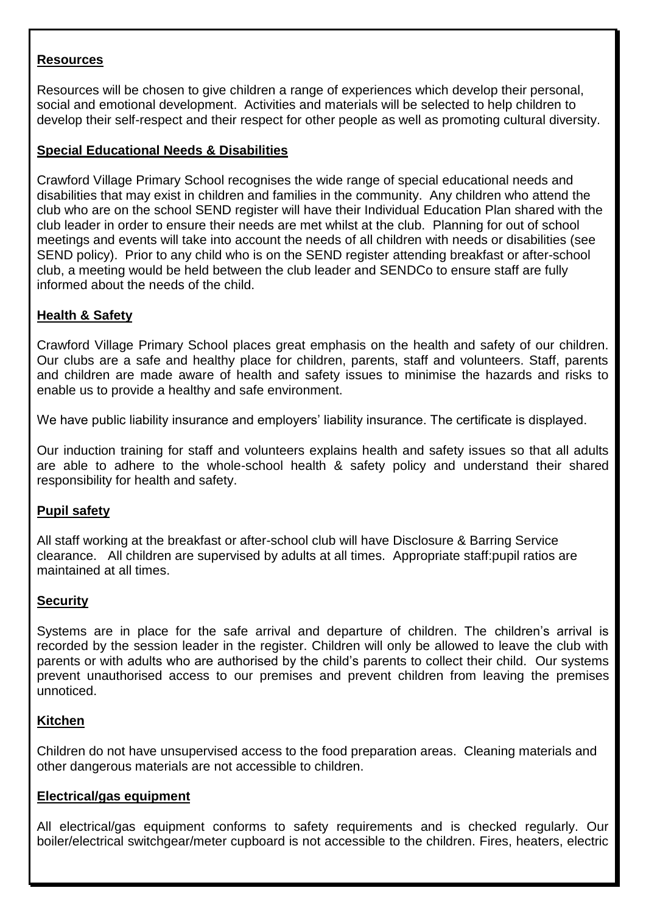**Resources**

Resources will be chosen to give children a range of experiences which develop their personal, social and emotional development. Activities and materials will be selected to help children to develop their self-respect and their respect for other people as well as promoting cultural diversity.

**Special Educational Needs & Disabilities**

Crawford Village Primary School recognises the wide range of special educational needs and disabilities that may exist in children and families in the community. Any children who attend the club who are on the school SEND register will have their Individual Education Plan shared with the club leader in order to ensure their needs are met whilst at the club. Planning for out of school meetings and events will take into account the needs of all children with needs or disabilities (see SEND policy). Prior to any child who is on the SEND register attending breakfast or after-school club, a meeting would be held between the club leader and SENDCo to ensure staff are fully informed about the needs of the child.

**Health & Safety**

Crawford Village Primary School places great emphasis on the health and safety of our children. Our clubs are a safe and healthy place for children, parents, staff and volunteers. Staff, parents and children are made aware of health and safety issues to minimise the hazards and risks to enable us to provide a healthy and safe environment.

We have public liability insurance and employers' liability insurance. The certificate is displayed.

Our induction training for staff and volunteers explains health and safety issues so that all adults are able to adhere to the whole-school health & safety policy and understand their shared responsibility for health and safety.

**Pupil safety**

All staff working at the breakfast or after-school club will have Disclosure & Barring Service clearance. All children are supervised by adults at all times. Appropriate staff:pupil ratios are maintained at all times.

**Security**

Systems are in place for the safe arrival and departure of children. The children's arrival is recorded by the session leader in the register. Children will only be allowed to leave the club with parents or with adults who are authorised by the child's parents to collect their child. Our systems prevent unauthorised access to our premises and prevent children from leaving the premises unnoticed.

**Kitchen**

Children do not have unsupervised access to the food preparation areas. Cleaning materials and other dangerous materials are not accessible to children.

**Electrical/gas equipment**

All electrical/gas equipment conforms to safety requirements and is checked regularly. Our boiler/electrical switchgear/meter cupboard is not accessible to the children. Fires, heaters, electric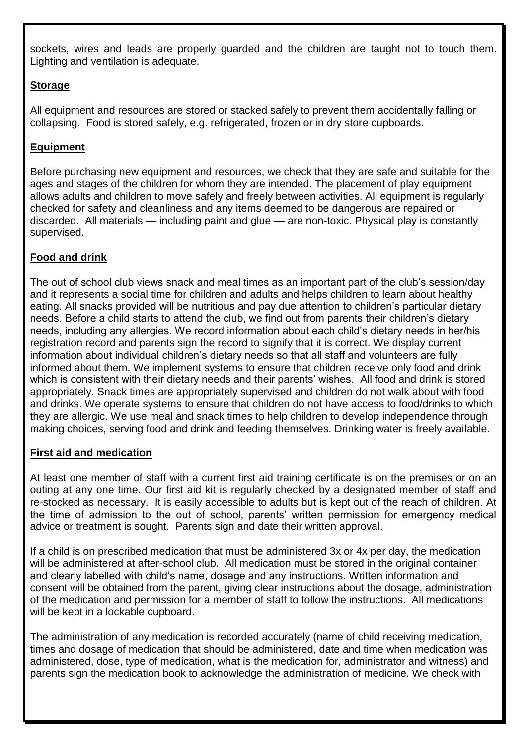sockets, wires and leads are properly guarded and the children are taught not to touch them. Lighting and ventilation is adequate.

## Storage

All equipment and resources are stored or stacked safely to prevent them accidentally falling or collapsing. Food is stored safely, e.g. refrigerated, frozen or in dry store cupboards.

## Equipment

Before purchasing new equipment and resources, we check that they are safe and suitable for the ages and stages of the children for whom they are intended. The placement of play equipment allows adults and children to move safely and freely between activities. All equipment is regularly checked for safety and cleanliness and any items deemed to be dangerous are repaired or discarded. All materials — including paint and glue — are non-toxic. Physical play is constantly supervised.

## Food and drink

The out of school club views snack and meal times as an important part of the club's session/day and it represents a social time for children and adults and helps children to learn about healthy eating. All snacks provided will be nutritious and pay due attention to children's particular dietary needs. Before a child starts to attend the club, we find out from parents their children's dietary needs, including any allergies. We record information about each child's dietary needs in her/his registration record and parents sign the record to signify that it is correct. We display current information about individual children's dietary needs so that all staff and volunteers are fully informed about them. We implement systems to ensure that children receive only food and drink which is consistent with their dietary needs and their parents' wishes. All food and drink is stored appropriately. Snack times are appropriately supervised and children do not walk about with food and drinks. We operate systems to ensure that children do not have access to food/drinks to which they are allergic. We use meal and snack times to help children to develop independence through making choices, serving food and drink and feeding themselves. Drinking water is freely available.

## First aid and medication

At least one member of staff with a current first aid training certificate is on the premises or on an outing at any one time. Our first aid kit is regularly checked by a designated member of staff and re-stocked as necessary. It is easily accessible to adults but is kept out of the reach of children. At the time of admission to the out of school, parents' written permission for emergency medical advice or treatment is sought. Parents sign and date their written approval.

If a child is on prescribed medication that must be administered 3x or 4x per day, the medication will be administered at after-school club. All medication must be stored in the original container and clearly labelled with child's name, dosage and any instructions. Written information and consent will be obtained from the parent, giving clear instructions about the dosage, administration of the medication and permission for a member of staff to follow the instructions. All medications will be kept in a lockable cupboard.

The administration of any medication is recorded accurately (name of child receiving medication, times and dosage of medication that should be administered, date and time when medication was administered, dose, type of medication, what is the medication for, administrator and witness) and parents sign the medication book to acknowledge the administration of medicine. We check with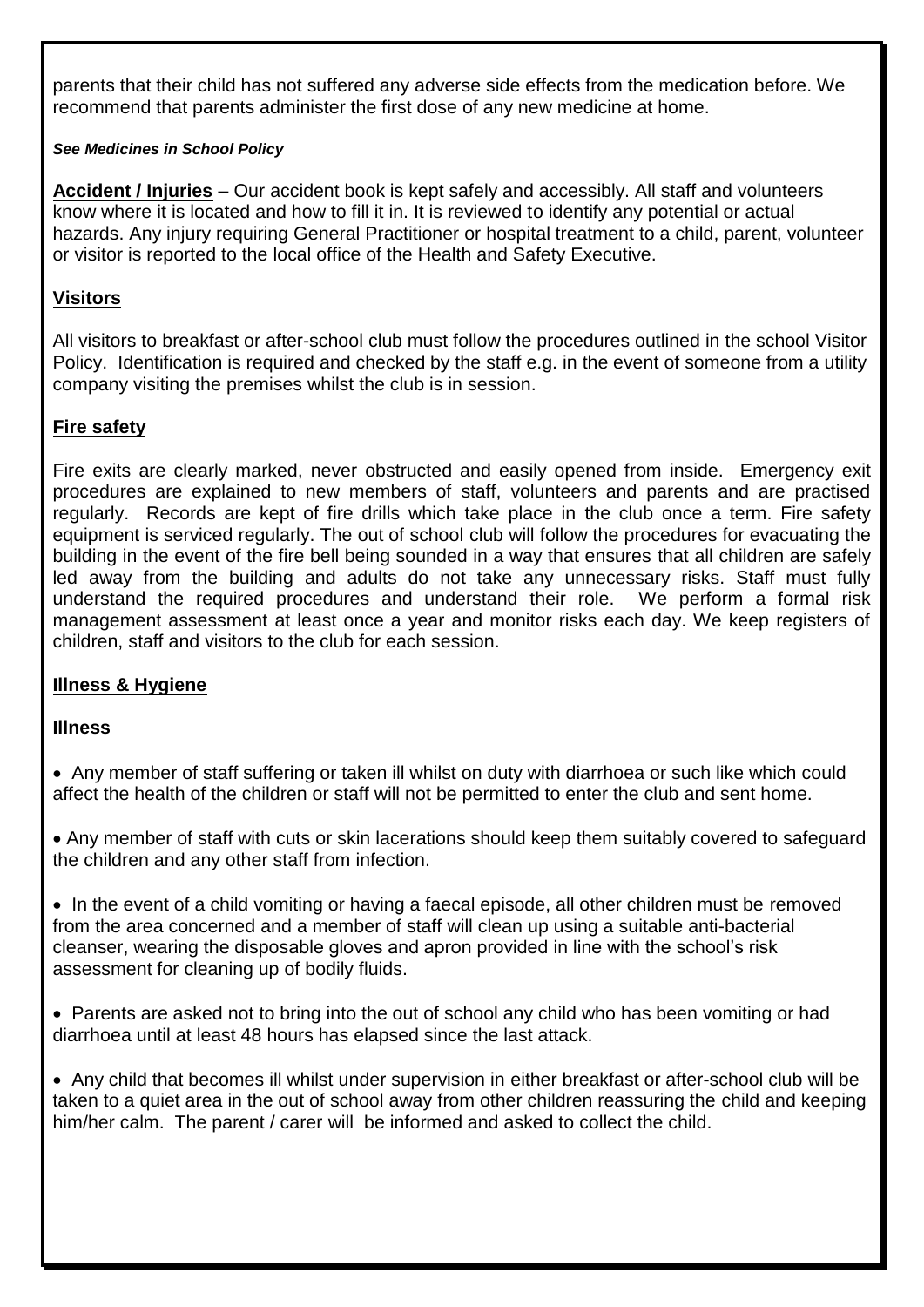parents that their child has not suffered any adverse side effects from the medication before. We recommend that parents administer the first dose of any new medicine at home.

***See Medicines in School Policy***

**Accident / Injuries** – Our accident book is kept safely and accessibly. All staff and volunteers know where it is located and how to fill it in. It is reviewed to identify any potential or actual hazards. Any injury requiring General Practitioner or hospital treatment to a child, parent, volunteer or visitor is reported to the local office of the Health and Safety Executive.

## Visitors

All visitors to breakfast or after-school club must follow the procedures outlined in the school Visitor Policy. Identification is required and checked by the staff e.g. in the event of someone from a utility company visiting the premises whilst the club is in session.

## Fire safety

Fire exits are clearly marked, never obstructed and easily opened from inside. Emergency exit procedures are explained to new members of staff, volunteers and parents and are practised regularly. Records are kept of fire drills which take place in the club once a term. Fire safety equipment is serviced regularly. The out of school club will follow the procedures for evacuating the building in the event of the fire bell being sounded in a way that ensures that all children are safely led away from the building and adults do not take any unnecessary risks. Staff must fully understand the required procedures and understand their role. We perform a formal risk management assessment at least once a year and monitor risks each day. We keep registers of children, staff and visitors to the club for each session.

## Illness & Hygiene

### Illness

- Any member of staff suffering or taken ill whilst on duty with diarrhoea or such like which could affect the health of the children or staff will not be permitted to enter the club and sent home.
- Any member of staff with cuts or skin lacerations should keep them suitably covered to safeguard the children and any other staff from infection.
- In the event of a child vomiting or having a faecal episode, all other children must be removed from the area concerned and a member of staff will clean up using a suitable anti-bacterial cleanser, wearing the disposable gloves and apron provided in line with the school's risk assessment for cleaning up of bodily fluids.
- Parents are asked not to bring into the out of school any child who has been vomiting or had diarrhoea until at least 48 hours has elapsed since the last attack.
- Any child that becomes ill whilst under supervision in either breakfast or after-school club will be taken to a quiet area in the out of school away from other children reassuring the child and keeping him/her calm. The parent / carer will be informed and asked to collect the child.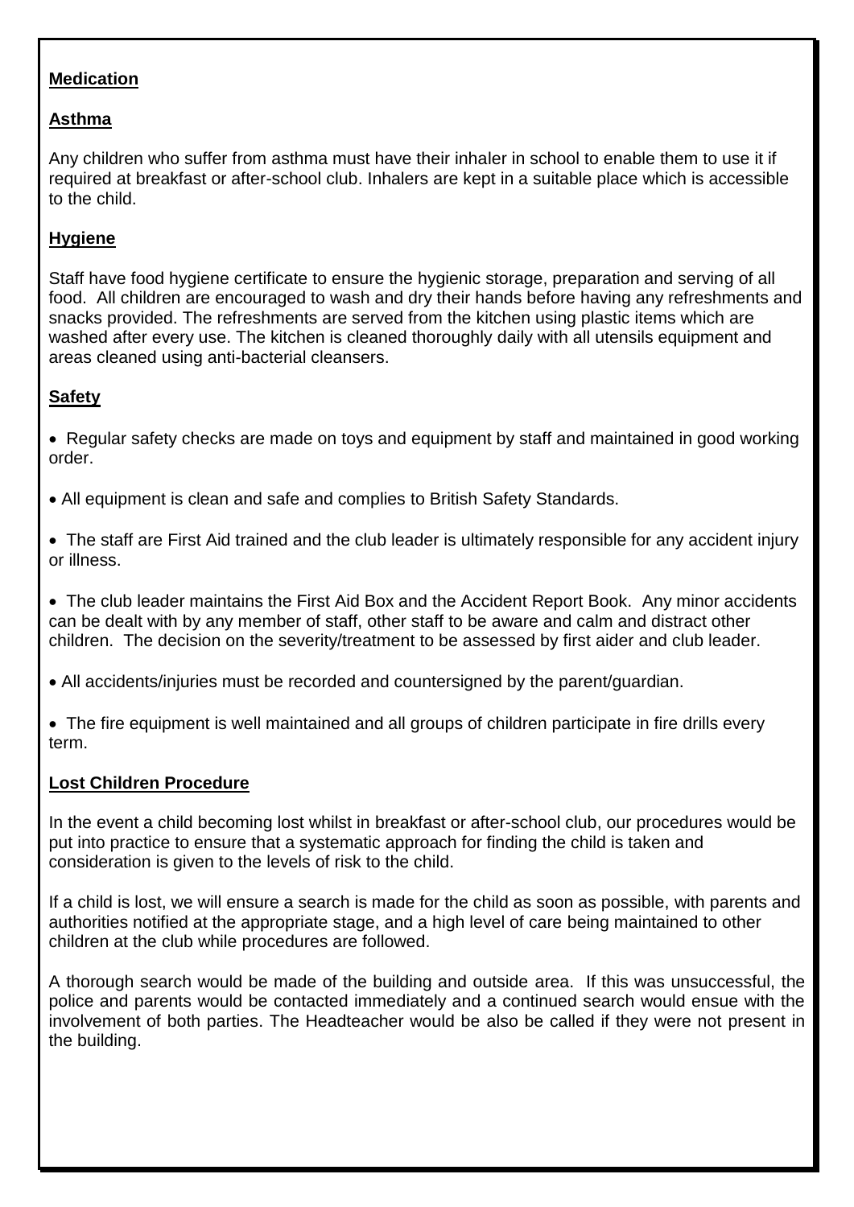**Medication**

**Asthma**

Any children who suffer from asthma must have their inhaler in school to enable them to use it if required at breakfast or after-school club. Inhalers are kept in a suitable place which is accessible to the child.

**Hygiene**

Staff have food hygiene certificate to ensure the hygienic storage, preparation and serving of all food. All children are encouraged to wash and dry their hands before having any refreshments and snacks provided. The refreshments are served from the kitchen using plastic items which are washed after every use. The kitchen is cleaned thoroughly daily with all utensils equipment and areas cleaned using anti-bacterial cleansers.

**Safety**

- Regular safety checks are made on toys and equipment by staff and maintained in good working order.
- All equipment is clean and safe and complies to British Safety Standards.
- The staff are First Aid trained and the club leader is ultimately responsible for any accident injury or illness.
- The club leader maintains the First Aid Box and the Accident Report Book. Any minor accidents can be dealt with by any member of staff, other staff to be aware and calm and distract other children. The decision on the severity/treatment to be assessed by first aider and club leader.
- All accidents/injuries must be recorded and countersigned by the parent/guardian.
- The fire equipment is well maintained and all groups of children participate in fire drills every term.

**Lost Children Procedure**

In the event a child becoming lost whilst in breakfast or after-school club, our procedures would be put into practice to ensure that a systematic approach for finding the child is taken and consideration is given to the levels of risk to the child.

If a child is lost, we will ensure a search is made for the child as soon as possible, with parents and authorities notified at the appropriate stage, and a high level of care being maintained to other children at the club while procedures are followed.

A thorough search would be made of the building and outside area. If this was unsuccessful, the police and parents would be contacted immediately and a continued search would ensue with the involvement of both parties. The Headteacher would be also be called if they were not present in the building.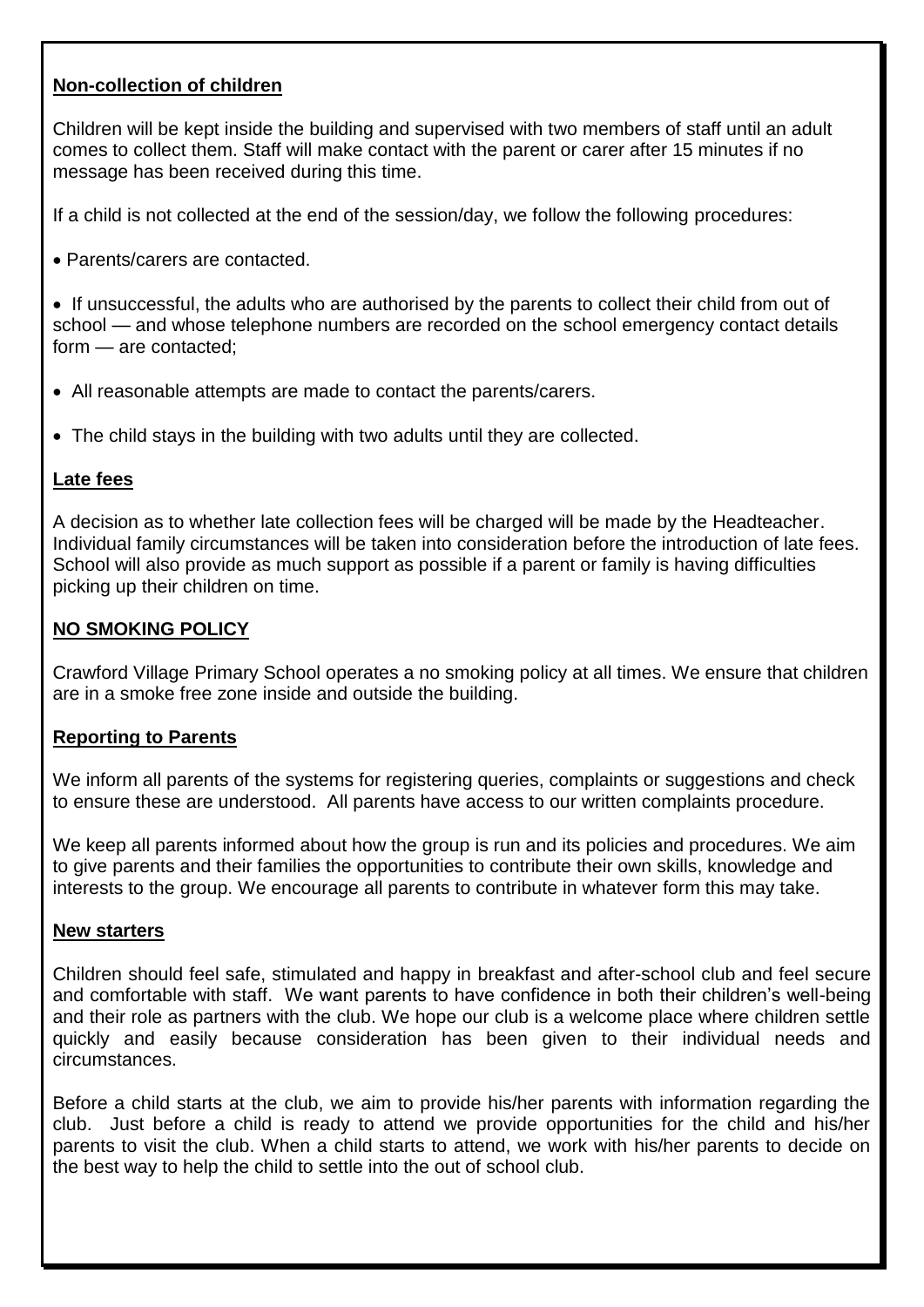**Non-collection of children**

Children will be kept inside the building and supervised with two members of staff until an adult comes to collect them. Staff will make contact with the parent or carer after 15 minutes if no message has been received during this time.

If a child is not collected at the end of the session/day, we follow the following procedures:

- Parents/carers are contacted.
- If unsuccessful, the adults who are authorised by the parents to collect their child from out of school — and whose telephone numbers are recorded on the school emergency contact details form — are contacted;
- All reasonable attempts are made to contact the parents/carers.
- The child stays in the building with two adults until they are collected.

**Late fees**

A decision as to whether late collection fees will be charged will be made by the Headteacher. Individual family circumstances will be taken into consideration before the introduction of late fees. School will also provide as much support as possible if a parent or family is having difficulties picking up their children on time.

**NO SMOKING POLICY**

Crawford Village Primary School operates a no smoking policy at all times. We ensure that children are in a smoke free zone inside and outside the building.

**Reporting to Parents**

We inform all parents of the systems for registering queries, complaints or suggestions and check to ensure these are understood. All parents have access to our written complaints procedure.

We keep all parents informed about how the group is run and its policies and procedures. We aim to give parents and their families the opportunities to contribute their own skills, knowledge and interests to the group. We encourage all parents to contribute in whatever form this may take.

**New starters**

Children should feel safe, stimulated and happy in breakfast and after-school club and feel secure and comfortable with staff. We want parents to have confidence in both their children's well-being and their role as partners with the club. We hope our club is a welcome place where children settle quickly and easily because consideration has been given to their individual needs and circumstances.

Before a child starts at the club, we aim to provide his/her parents with information regarding the club. Just before a child is ready to attend we provide opportunities for the child and his/her parents to visit the club. When a child starts to attend, we work with his/her parents to decide on the best way to help the child to settle into the out of school club.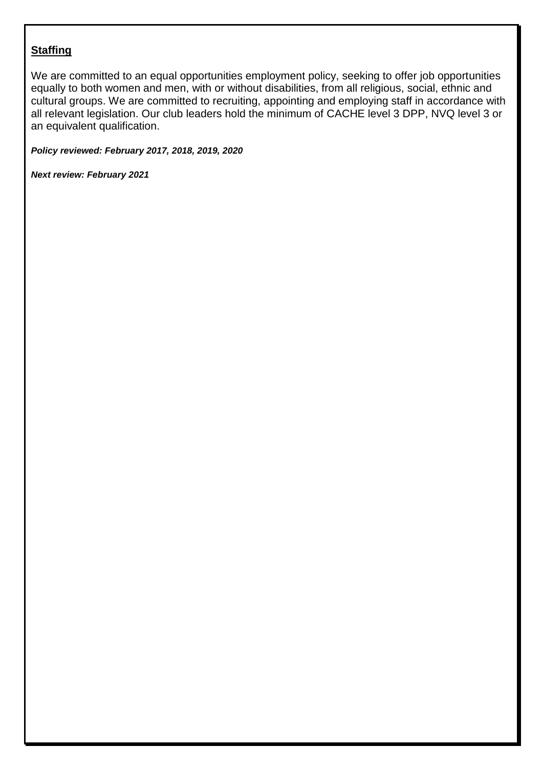**Staffing**

We are committed to an equal opportunities employment policy, seeking to offer job opportunities equally to both women and men, with or without disabilities, from all religious, social, ethnic and cultural groups. We are committed to recruiting, appointing and employing staff in accordance with all relevant legislation. Our club leaders hold the minimum of CACHE level 3 DPP, NVQ level 3 or an equivalent qualification.

***Policy reviewed: February 2017, 2018, 2019, 2020***

***Next review: February 2021***